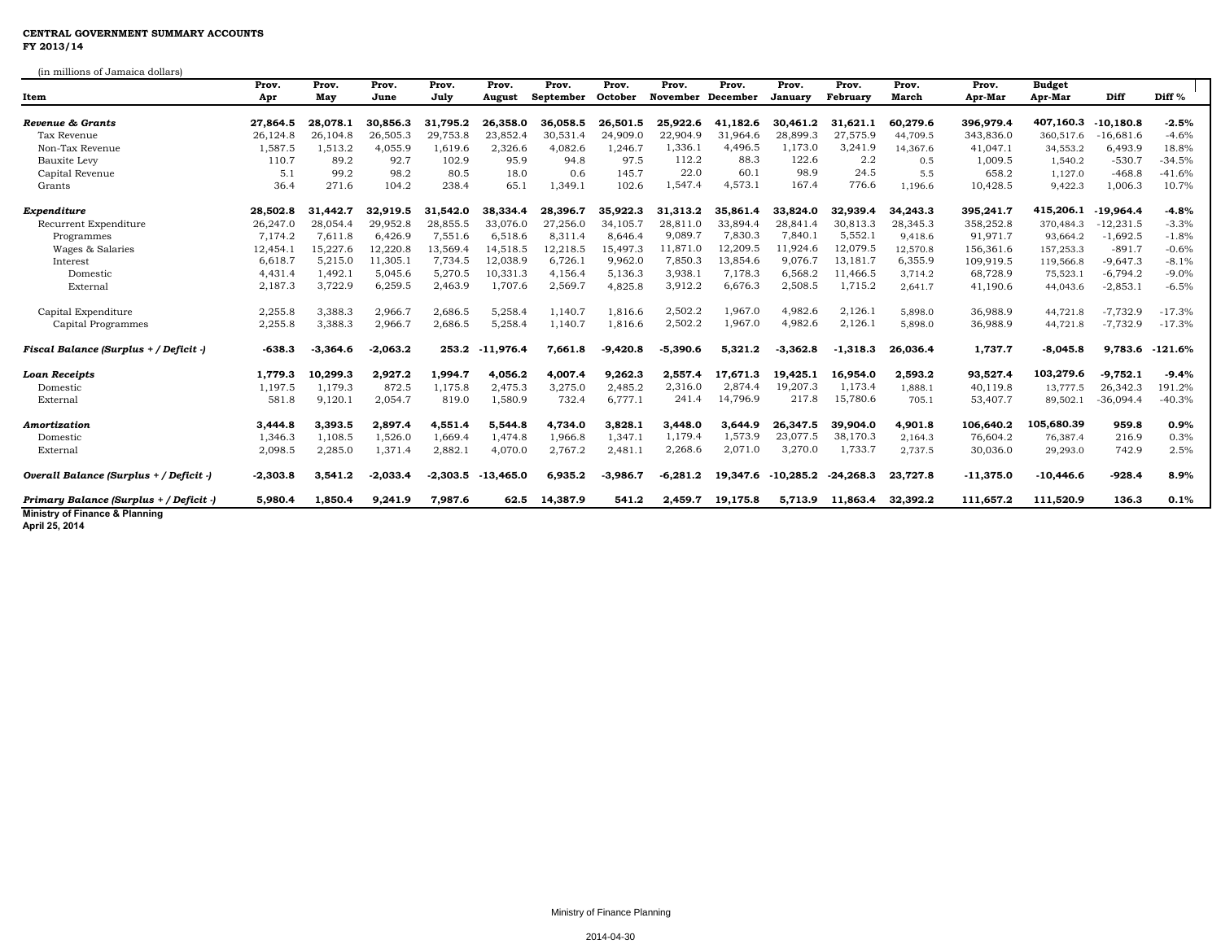**CENTRAL GOVERNMENT SUMMARY ACCOUNTS**
**FY 2013/14**

(in millions of Jamaica dollars)

| Item | Prov. Apr | Prov. May | Prov. June | Prov. July | Prov. August | Prov. September | Prov. October | Prov. November | Prov. December | Prov. January | Prov. February | Prov. March | Prov. Apr-Mar | Budget Apr-Mar | Diff | Diff % |
|---|---|---|---|---|---|---|---|---|---|---|---|---|---|---|---|---|
| ***Revenue & Grants*** | **27,864.5** | **28,078.1** | **30,856.3** | **31,795.2** | **26,358.0** | **36,058.5** | **26,501.5** | **25,922.6** | **41,182.6** | **30,461.2** | **31,621.1** | **60,279.6** | **396,979.4** | **407,160.3** | **-10,180.8** | **-2.5%** |
| Tax Revenue | 26,124.8 | 26,104.8 | 26,505.3 | 29,753.8 | 23,852.4 | 30,531.4 | 24,909.0 | 22,904.9 | 31,964.6 | 28,899.3 | 27,575.9 | 44,709.5 | 343,836.0 | 360,517.6 | -16,681.6 | -4.6% |
| Non-Tax Revenue | 1,587.5 | 1,513.2 | 4,055.9 | 1,619.6 | 2,326.6 | 4,082.6 | 1,246.7 | 1,336.1 | 4,496.5 | 1,173.0 | 3,241.9 | 14,367.6 | 41,047.1 | 34,553.2 | 6,493.9 | 18.8% |
| Bauxite Levy | 110.7 | 89.2 | 92.7 | 102.9 | 95.9 | 94.8 | 97.5 | 112.2 | 88.3 | 122.6 | 2.2 | 0.5 | 1,009.5 | 1,540.2 | -530.7 | -34.5% |
| Capital Revenue | 5.1 | 99.2 | 98.2 | 80.5 | 18.0 | 0.6 | 145.7 | 22.0 | 60.1 | 98.9 | 24.5 | 5.5 | 658.2 | 1,127.0 | -468.8 | -41.6% |
| Grants | 36.4 | 271.6 | 104.2 | 238.4 | 65.1 | 1,349.1 | 102.6 | 1,547.4 | 4,573.1 | 167.4 | 776.6 | 1,196.6 | 10,428.5 | 9,422.3 | 1,006.3 | 10.7% |
| ***Expenditure*** | **28,502.8** | **31,442.7** | **32,919.5** | **31,542.0** | **38,334.4** | **28,396.7** | **35,922.3** | **31,313.2** | **35,861.4** | **33,824.0** | **32,939.4** | **34,243.3** | **395,241.7** | **415,206.1** | **-19,964.4** | **-4.8%** |
| Recurrent Expenditure | 26,247.0 | 28,054.4 | 29,952.8 | 28,855.5 | 33,076.0 | 27,256.0 | 34,105.7 | 28,811.0 | 33,894.4 | 28,841.4 | 30,813.3 | 28,345.3 | 358,252.8 | 370,484.3 | -12,231.5 | -3.3% |
| Programmes | 7,174.2 | 7,611.8 | 6,426.9 | 7,551.6 | 6,518.6 | 8,311.4 | 8,646.4 | 9,089.7 | 7,830.3 | 7,840.1 | 5,552.1 | 9,418.6 | 91,971.7 | 93,664.2 | -1,692.5 | -1.8% |
| Wages & Salaries | 12,454.1 | 15,227.6 | 12,220.8 | 13,569.4 | 14,518.5 | 12,218.5 | 15,497.3 | 11,871.0 | 12,209.5 | 11,924.6 | 12,079.5 | 12,570.8 | 156,361.6 | 157,253.3 | -891.7 | -0.6% |
| Interest | 6,618.7 | 5,215.0 | 11,305.1 | 7,734.5 | 12,038.9 | 6,726.1 | 9,962.0 | 7,850.3 | 13,854.6 | 9,076.7 | 13,181.7 | 6,355.9 | 109,919.5 | 119,566.8 | -9,647.3 | -8.1% |
| Domestic | 4,431.4 | 1,492.1 | 5,045.6 | 5,270.5 | 10,331.3 | 4,156.4 | 5,136.3 | 3,938.1 | 7,178.3 | 6,568.2 | 11,466.5 | 3,714.2 | 68,728.9 | 75,523.1 | -6,794.2 | -9.0% |
| External | 2,187.3 | 3,722.9 | 6,259.5 | 2,463.9 | 1,707.6 | 2,569.7 | 4,825.8 | 3,912.2 | 6,676.3 | 2,508.5 | 1,715.2 | 2,641.7 | 41,190.6 | 44,043.6 | -2,853.1 | -6.5% |
| Capital Expenditure | 2,255.8 | 3,388.3 | 2,966.7 | 2,686.5 | 5,258.4 | 1,140.7 | 1,816.6 | 2,502.2 | 1,967.0 | 4,982.6 | 2,126.1 | 5,898.0 | 36,988.9 | 44,721.8 | -7,732.9 | -17.3% |
| Capital Programmes | 2,255.8 | 3,388.3 | 2,966.7 | 2,686.5 | 5,258.4 | 1,140.7 | 1,816.6 | 2,502.2 | 1,967.0 | 4,982.6 | 2,126.1 | 5,898.0 | 36,988.9 | 44,721.8 | -7,732.9 | -17.3% |
| ***Fiscal Balance (Surplus + / Deficit -)*** | **-638.3** | **-3,364.6** | **-2,063.2** | **253.2** | **-11,976.4** | **7,661.8** | **-9,420.8** | **-5,390.6** | **5,321.2** | **-3,362.8** | **-1,318.3** | **26,036.4** | **1,737.7** | **-8,045.8** | **9,783.6** | **-121.6%** |
| ***Loan Receipts*** | **1,779.3** | **10,299.3** | **2,927.2** | **1,994.7** | **4,056.2** | **4,007.4** | **9,262.3** | **2,557.4** | **17,671.3** | **19,425.1** | **16,954.0** | **2,593.2** | **93,527.4** | **103,279.6** | **-9,752.1** | **-9.4%** |
| Domestic | 1,197.5 | 1,179.3 | 872.5 | 1,175.8 | 2,475.3 | 3,275.0 | 2,485.2 | 2,316.0 | 2,874.4 | 19,207.3 | 1,173.4 | 1,888.1 | 40,119.8 | 13,777.5 | 26,342.3 | 191.2% |
| External | 581.8 | 9,120.1 | 2,054.7 | 819.0 | 1,580.9 | 732.4 | 6,777.1 | 241.4 | 14,796.9 | 217.8 | 15,780.6 | 705.1 | 53,407.7 | 89,502.1 | -36,094.4 | -40.3% |
| ***Amortization*** | **3,444.8** | **3,393.5** | **2,897.4** | **4,551.4** | **5,544.8** | **4,734.0** | **3,828.1** | **3,448.0** | **3,644.9** | **26,347.5** | **39,904.0** | **4,901.8** | **106,640.2** | **105,680.39** | **959.8** | **0.9%** |
| Domestic | 1,346.3 | 1,108.5 | 1,526.0 | 1,669.4 | 1,474.8 | 1,966.8 | 1,347.1 | 1,179.4 | 1,573.9 | 23,077.5 | 38,170.3 | 2,164.3 | 76,604.2 | 76,387.4 | 216.9 | 0.3% |
| External | 2,098.5 | 2,285.0 | 1,371.4 | 2,882.1 | 4,070.0 | 2,767.2 | 2,481.1 | 2,268.6 | 2,071.0 | 3,270.0 | 1,733.7 | 2,737.5 | 30,036.0 | 29,293.0 | 742.9 | 2.5% |
| ***Overall Balance (Surplus + / Deficit -)*** | **-2,303.8** | **3,541.2** | **-2,033.4** | **-2,303.5** | **-13,465.0** | **6,935.2** | **-3,986.7** | **-6,281.2** | **19,347.6** | **-10,285.2** | **-24,268.3** | **23,727.8** | **-11,375.0** | **-10,446.6** | **-928.4** | **8.9%** |
| ***Primary Balance (Surplus + / Deficit -)*** | **5,980.4** | **1,850.4** | **9,241.9** | **7,987.6** | **62.5** | **14,387.9** | **541.2** | **2,459.7** | **19,175.8** | **5,713.9** | **11,863.4** | **32,392.2** | **111,657.2** | **111,520.9** | **136.3** | **0.1%** |

**Ministry of Finance & Planning**
**April 25, 2014**

Ministry of Finance Planning

2014-04-30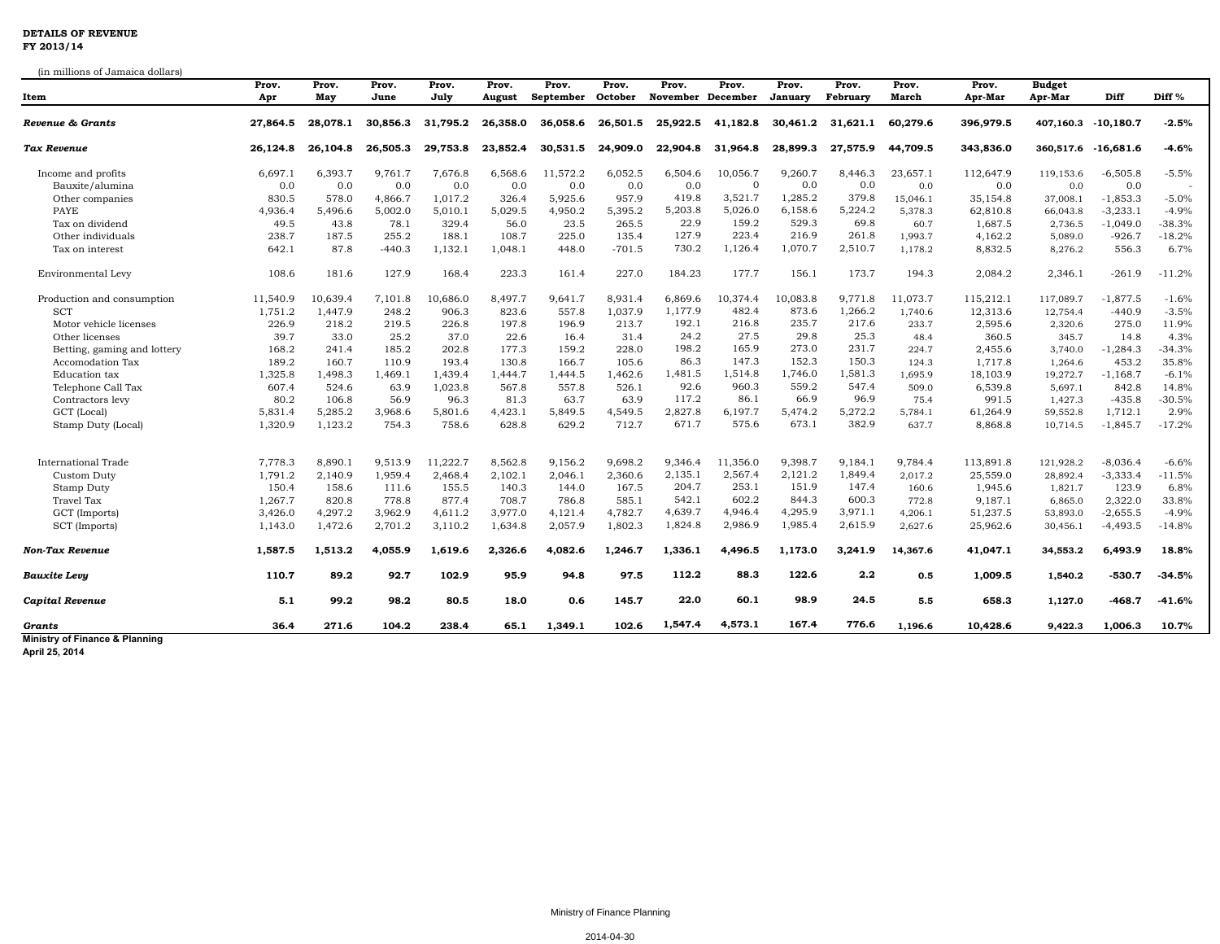**DETAILS OF REVENUE**
**FY 2013/14**

(in millions of Jamaica dollars)

| Item | Prov. Apr | Prov. May | Prov. June | Prov. July | Prov. August | Prov. September | Prov. October | Prov. November | Prov. December | Prov. January | Prov. February | Prov. March | Prov. Apr-Mar | Budget Apr-Mar | Diff | Diff % |
|---|---|---|---|---|---|---|---|---|---|---|---|---|---|---|---|---|
| ***Revenue & Grants*** | **27,864.5** | **28,078.1** | **30,856.3** | **31,795.2** | **26,358.0** | **36,058.6** | **26,501.5** | **25,922.5** | **41,182.8** | **30,461.2** | **31,621.1** | **60,279.6** | **396,979.5** | **407,160.3** | **-10,180.7** | **-2.5%** |
| ***Tax Revenue*** | **26,124.8** | **26,104.8** | **26,505.3** | **29,753.8** | **23,852.4** | **30,531.5** | **24,909.0** | **22,904.8** | **31,964.8** | **28,899.3** | **27,575.9** | **44,709.5** | **343,836.0** | **360,517.6** | **-16,681.6** | **-4.6%** |
| Income and profits | 6,697.1 | 6,393.7 | 9,761.7 | 7,676.8 | 6,568.6 | 11,572.2 | 6,052.5 | 6,504.6 | 10,056.7 | 9,260.7 | 8,446.3 | 23,657.1 | 112,647.9 | 119,153.6 | -6,505.8 | -5.5% |
| Bauxite/alumina | 0.0 | 0.0 | 0.0 | 0.0 | 0.0 | 0.0 | 0.0 | 0.0 | 0 | 0.0 | 0.0 | 0.0 | 0.0 | 0.0 | 0.0 | - |
| Other companies | 830.5 | 578.0 | 4,866.7 | 1,017.2 | 326.4 | 5,925.6 | 957.9 | 419.8 | 3,521.7 | 1,285.2 | 379.8 | 15,046.1 | 35,154.8 | 37,008.1 | -1,853.3 | -5.0% |
| PAYE | 4,936.4 | 5,496.6 | 5,002.0 | 5,010.1 | 5,029.5 | 4,950.2 | 5,395.2 | 5,203.8 | 5,026.0 | 6,158.6 | 5,224.2 | 5,378.3 | 62,810.8 | 66,043.8 | -3,233.1 | -4.9% |
| Tax on dividend | 49.5 | 43.8 | 78.1 | 329.4 | 56.0 | 23.5 | 265.5 | 22.9 | 159.2 | 529.3 | 69.8 | 60.7 | 1,687.5 | 2,736.5 | -1,049.0 | -38.3% |
| Other individuals | 238.7 | 187.5 | 255.2 | 188.1 | 108.7 | 225.0 | 135.4 | 127.9 | 223.4 | 216.9 | 261.8 | 1,993.7 | 4,162.2 | 5,089.0 | -926.7 | -18.2% |
| Tax on interest | 642.1 | 87.8 | -440.3 | 1,132.1 | 1,048.1 | 448.0 | -701.5 | 730.2 | 1,126.4 | 1,070.7 | 2,510.7 | 1,178.2 | 8,832.5 | 8,276.2 | 556.3 | 6.7% |
| Environmental Levy | 108.6 | 181.6 | 127.9 | 168.4 | 223.3 | 161.4 | 227.0 | 184.23 | 177.7 | 156.1 | 173.7 | 194.3 | 2,084.2 | 2,346.1 | -261.9 | -11.2% |
| Production and consumption | 11,540.9 | 10,639.4 | 7,101.8 | 10,686.0 | 8,497.7 | 9,641.7 | 8,931.4 | 6,869.6 | 10,374.4 | 10,083.8 | 9,771.8 | 11,073.7 | 115,212.1 | 117,089.7 | -1,877.5 | -1.6% |
| SCT | 1,751.2 | 1,447.9 | 248.2 | 906.3 | 823.6 | 557.8 | 1,037.9 | 1,177.9 | 482.4 | 873.6 | 1,266.2 | 1,740.6 | 12,313.6 | 12,754.4 | -440.9 | -3.5% |
| Motor vehicle licenses | 226.9 | 218.2 | 219.5 | 226.8 | 197.8 | 196.9 | 213.7 | 192.1 | 216.8 | 235.7 | 217.6 | 233.7 | 2,595.6 | 2,320.6 | 275.0 | 11.9% |
| Other licenses | 39.7 | 33.0 | 25.2 | 37.0 | 22.6 | 16.4 | 31.4 | 24.2 | 27.5 | 29.8 | 25.3 | 48.4 | 360.5 | 345.7 | 14.8 | 4.3% |
| Betting, gaming and lottery | 168.2 | 241.4 | 185.2 | 202.8 | 177.3 | 159.2 | 228.0 | 198.2 | 165.9 | 273.0 | 231.7 | 224.7 | 2,455.6 | 3,740.0 | -1,284.3 | -34.3% |
| Accomodation Tax | 189.2 | 160.7 | 110.9 | 193.4 | 130.8 | 166.7 | 105.6 | 86.3 | 147.3 | 152.3 | 150.3 | 124.3 | 1,717.8 | 1,264.6 | 453.2 | 35.8% |
| Education tax | 1,325.8 | 1,498.3 | 1,469.1 | 1,439.4 | 1,444.7 | 1,444.5 | 1,462.6 | 1,481.5 | 1,514.8 | 1,746.0 | 1,581.3 | 1,695.9 | 18,103.9 | 19,272.7 | -1,168.7 | -6.1% |
| Telephone Call Tax | 607.4 | 524.6 | 63.9 | 1,023.8 | 567.8 | 557.8 | 526.1 | 92.6 | 960.3 | 559.2 | 547.4 | 509.0 | 6,539.8 | 5,697.1 | 842.8 | 14.8% |
| Contractors levy | 80.2 | 106.8 | 56.9 | 96.3 | 81.3 | 63.7 | 63.9 | 117.2 | 86.1 | 66.9 | 96.9 | 75.4 | 991.5 | 1,427.3 | -435.8 | -30.5% |
| GCT (Local) | 5,831.4 | 5,285.2 | 3,968.6 | 5,801.6 | 4,423.1 | 5,849.5 | 4,549.5 | 2,827.8 | 6,197.7 | 5,474.2 | 5,272.2 | 5,784.1 | 61,264.9 | 59,552.8 | 1,712.1 | 2.9% |
| Stamp Duty (Local) | 1,320.9 | 1,123.2 | 754.3 | 758.6 | 628.8 | 629.2 | 712.7 | 671.7 | 575.6 | 673.1 | 382.9 | 637.7 | 8,868.8 | 10,714.5 | -1,845.7 | -17.2% |
| International Trade | 7,778.3 | 8,890.1 | 9,513.9 | 11,222.7 | 8,562.8 | 9,156.2 | 9,698.2 | 9,346.4 | 11,356.0 | 9,398.7 | 9,184.1 | 9,784.4 | 113,891.8 | 121,928.2 | -8,036.4 | -6.6% |
| Custom Duty | 1,791.2 | 2,140.9 | 1,959.4 | 2,468.4 | 2,102.1 | 2,046.1 | 2,360.6 | 2,135.1 | 2,567.4 | 2,121.2 | 1,849.4 | 2,017.2 | 25,559.0 | 28,892.4 | -3,333.4 | -11.5% |
| Stamp Duty | 150.4 | 158.6 | 111.6 | 155.5 | 140.3 | 144.0 | 167.5 | 204.7 | 253.1 | 151.9 | 147.4 | 160.6 | 1,945.6 | 1,821.7 | 123.9 | 6.8% |
| Travel Tax | 1,267.7 | 820.8 | 778.8 | 877.4 | 708.7 | 786.8 | 585.1 | 542.1 | 602.2 | 844.3 | 600.3 | 772.8 | 9,187.1 | 6,865.0 | 2,322.0 | 33.8% |
| GCT (Imports) | 3,426.0 | 4,297.2 | 3,962.9 | 4,611.2 | 3,977.0 | 4,121.4 | 4,782.7 | 4,639.7 | 4,946.4 | 4,295.9 | 3,971.1 | 4,206.1 | 51,237.5 | 53,893.0 | -2,655.5 | -4.9% |
| SCT (Imports) | 1,143.0 | 1,472.6 | 2,701.2 | 3,110.2 | 1,634.8 | 2,057.9 | 1,802.3 | 1,824.8 | 2,986.9 | 1,985.4 | 2,615.9 | 2,627.6 | 25,962.6 | 30,456.1 | -4,493.5 | -14.8% |
| ***Non-Tax Revenue*** | **1,587.5** | **1,513.2** | **4,055.9** | **1,619.6** | **2,326.6** | **4,082.6** | **1,246.7** | **1,336.1** | **4,496.5** | **1,173.0** | **3,241.9** | **14,367.6** | **41,047.1** | **34,553.2** | **6,493.9** | **18.8%** |
| ***Bauxite Levy*** | **110.7** | **89.2** | **92.7** | **102.9** | **95.9** | **94.8** | **97.5** | **112.2** | **88.3** | **122.6** | **2.2** | **0.5** | **1,009.5** | **1,540.2** | **-530.7** | **-34.5%** |
| ***Capital Revenue*** | **5.1** | **99.2** | **98.2** | **80.5** | **18.0** | **0.6** | **145.7** | **22.0** | **60.1** | **98.9** | **24.5** | **5.5** | **658.3** | **1,127.0** | **-468.7** | **-41.6%** |
| ***Grants*** | **36.4** | **271.6** | **104.2** | **238.4** | **65.1** | **1,349.1** | **102.6** | **1,547.4** | **4,573.1** | **167.4** | **776.6** | **1,196.6** | **10,428.6** | **9,422.3** | **1,006.3** | **10.7%** |

**Ministry of Finance & Planning**
**April 25, 2014**

Ministry of Finance Planning

2014-04-30